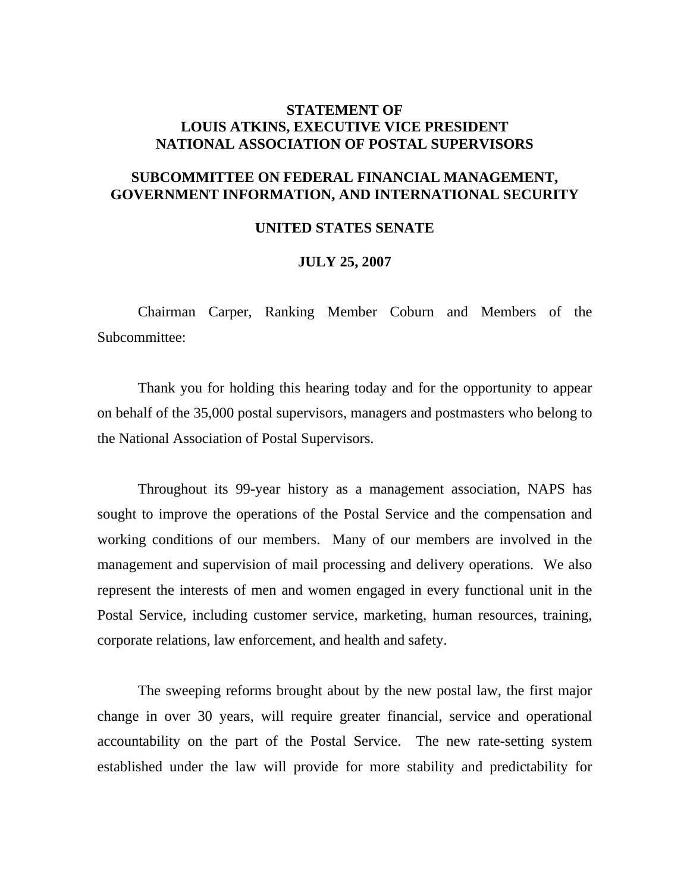**STATEMENT OF**
**LOUIS ATKINS, EXECUTIVE VICE PRESIDENT**
**NATIONAL ASSOCIATION OF POSTAL SUPERVISORS**

**SUBCOMMITTEE ON FEDERAL FINANCIAL MANAGEMENT, GOVERNMENT INFORMATION, AND INTERNATIONAL SECURITY**

**UNITED STATES SENATE**

**JULY 25, 2007**

Chairman Carper, Ranking Member Coburn and Members of the Subcommittee:

Thank you for holding this hearing today and for the opportunity to appear on behalf of the 35,000 postal supervisors, managers and postmasters who belong to the National Association of Postal Supervisors.

Throughout its 99-year history as a management association, NAPS has sought to improve the operations of the Postal Service and the compensation and working conditions of our members. Many of our members are involved in the management and supervision of mail processing and delivery operations. We also represent the interests of men and women engaged in every functional unit in the Postal Service, including customer service, marketing, human resources, training, corporate relations, law enforcement, and health and safety.

The sweeping reforms brought about by the new postal law, the first major change in over 30 years, will require greater financial, service and operational accountability on the part of the Postal Service. The new rate-setting system established under the law will provide for more stability and predictability for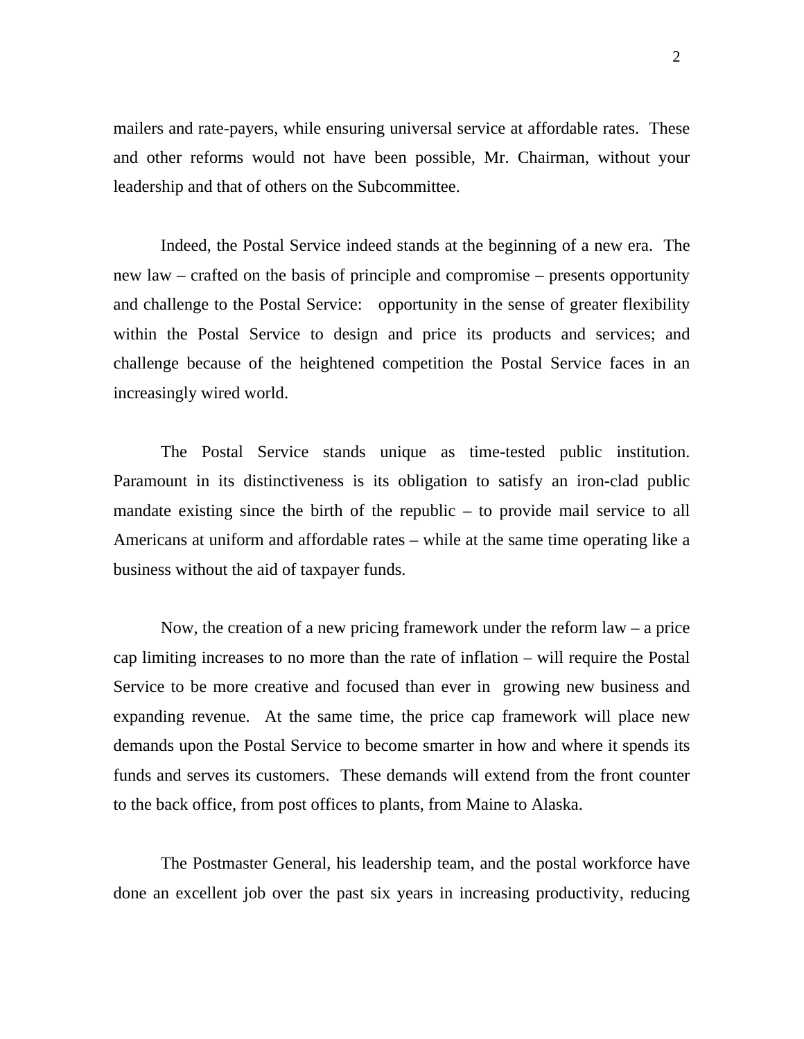mailers and rate-payers, while ensuring universal service at affordable rates. These and other reforms would not have been possible, Mr. Chairman, without your leadership and that of others on the Subcommittee.

Indeed, the Postal Service indeed stands at the beginning of a new era. The new law – crafted on the basis of principle and compromise – presents opportunity and challenge to the Postal Service: opportunity in the sense of greater flexibility within the Postal Service to design and price its products and services; and challenge because of the heightened competition the Postal Service faces in an increasingly wired world.

The Postal Service stands unique as time-tested public institution. Paramount in its distinctiveness is its obligation to satisfy an iron-clad public mandate existing since the birth of the republic – to provide mail service to all Americans at uniform and affordable rates – while at the same time operating like a business without the aid of taxpayer funds.

Now, the creation of a new pricing framework under the reform law – a price cap limiting increases to no more than the rate of inflation – will require the Postal Service to be more creative and focused than ever in growing new business and expanding revenue. At the same time, the price cap framework will place new demands upon the Postal Service to become smarter in how and where it spends its funds and serves its customers. These demands will extend from the front counter to the back office, from post offices to plants, from Maine to Alaska.

The Postmaster General, his leadership team, and the postal workforce have done an excellent job over the past six years in increasing productivity, reducing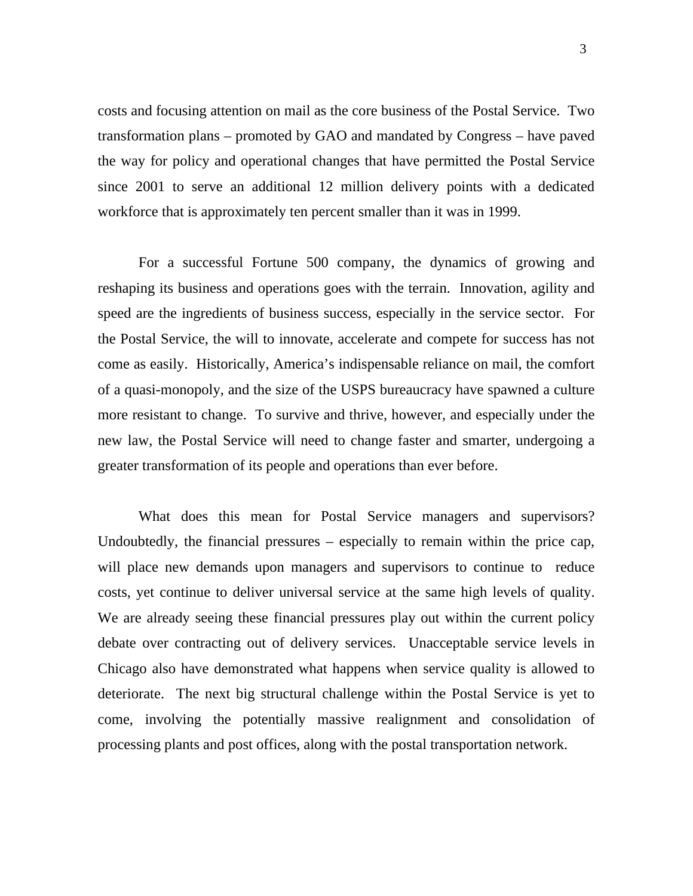costs and focusing attention on mail as the core business of the Postal Service. Two transformation plans – promoted by GAO and mandated by Congress – have paved the way for policy and operational changes that have permitted the Postal Service since 2001 to serve an additional 12 million delivery points with a dedicated workforce that is approximately ten percent smaller than it was in 1999.

For a successful Fortune 500 company, the dynamics of growing and reshaping its business and operations goes with the terrain. Innovation, agility and speed are the ingredients of business success, especially in the service sector. For the Postal Service, the will to innovate, accelerate and compete for success has not come as easily. Historically, America's indispensable reliance on mail, the comfort of a quasi-monopoly, and the size of the USPS bureaucracy have spawned a culture more resistant to change. To survive and thrive, however, and especially under the new law, the Postal Service will need to change faster and smarter, undergoing a greater transformation of its people and operations than ever before.

What does this mean for Postal Service managers and supervisors? Undoubtedly, the financial pressures – especially to remain within the price cap, will place new demands upon managers and supervisors to continue to reduce costs, yet continue to deliver universal service at the same high levels of quality. We are already seeing these financial pressures play out within the current policy debate over contracting out of delivery services. Unacceptable service levels in Chicago also have demonstrated what happens when service quality is allowed to deteriorate. The next big structural challenge within the Postal Service is yet to come, involving the potentially massive realignment and consolidation of processing plants and post offices, along with the postal transportation network.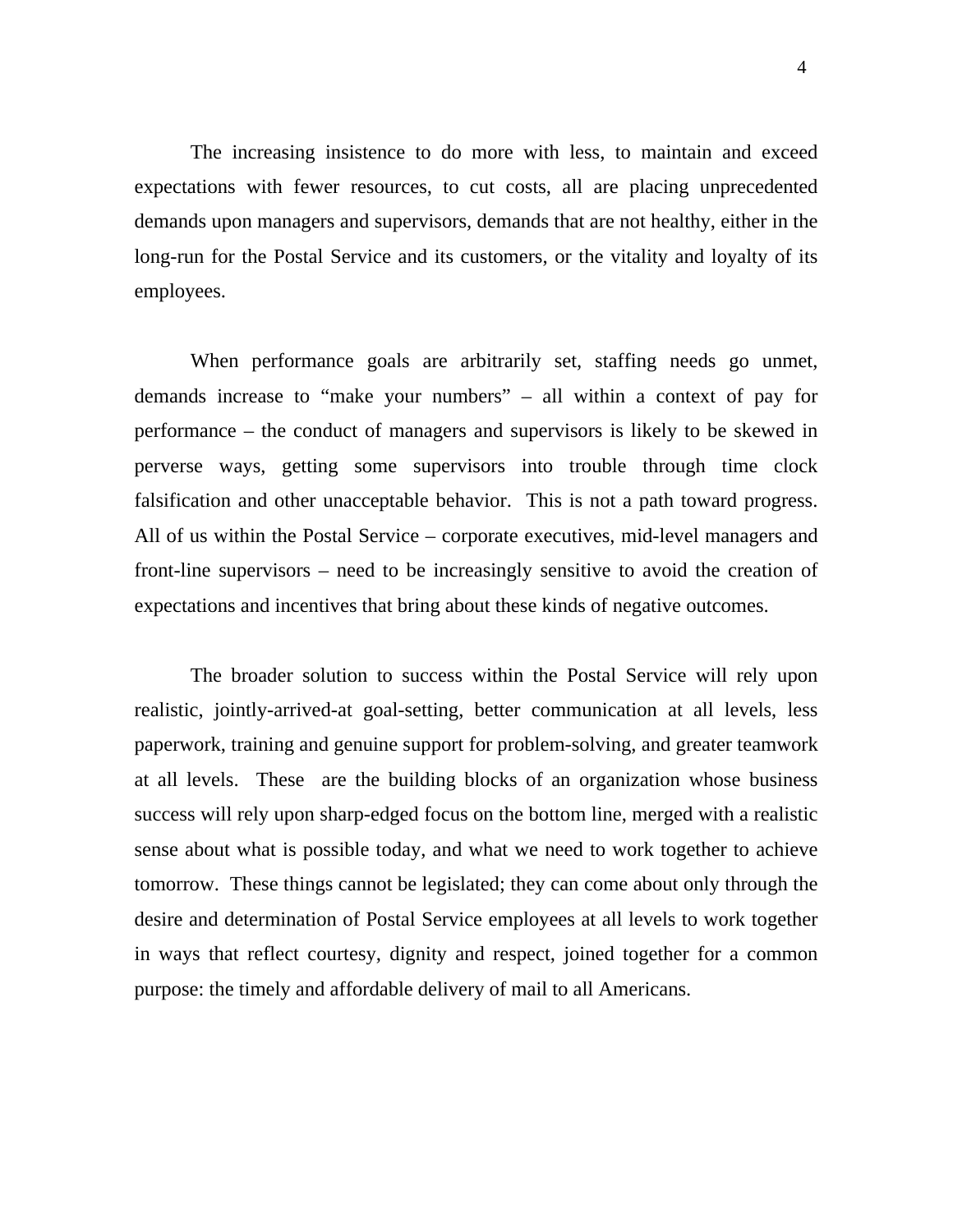The increasing insistence to do more with less, to maintain and exceed expectations with fewer resources, to cut costs, all are placing unprecedented demands upon managers and supervisors, demands that are not healthy, either in the long-run for the Postal Service and its customers, or the vitality and loyalty of its employees.

When performance goals are arbitrarily set, staffing needs go unmet, demands increase to "make your numbers" – all within a context of pay for performance – the conduct of managers and supervisors is likely to be skewed in perverse ways, getting some supervisors into trouble through time clock falsification and other unacceptable behavior. This is not a path toward progress. All of us within the Postal Service – corporate executives, mid-level managers and front-line supervisors – need to be increasingly sensitive to avoid the creation of expectations and incentives that bring about these kinds of negative outcomes.

The broader solution to success within the Postal Service will rely upon realistic, jointly-arrived-at goal-setting, better communication at all levels, less paperwork, training and genuine support for problem-solving, and greater teamwork at all levels. These are the building blocks of an organization whose business success will rely upon sharp-edged focus on the bottom line, merged with a realistic sense about what is possible today, and what we need to work together to achieve tomorrow. These things cannot be legislated; they can come about only through the desire and determination of Postal Service employees at all levels to work together in ways that reflect courtesy, dignity and respect, joined together for a common purpose: the timely and affordable delivery of mail to all Americans.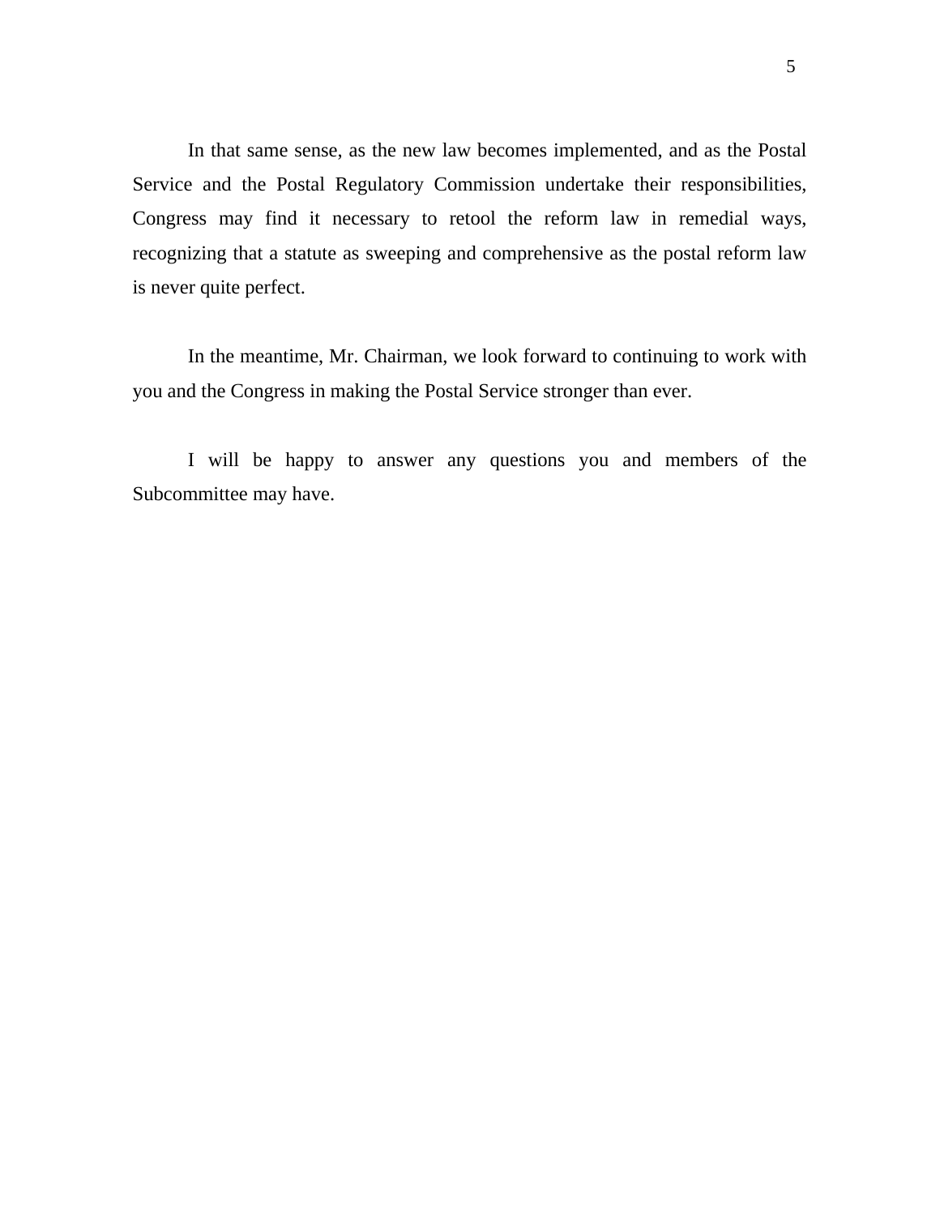In that same sense, as the new law becomes implemented, and as the Postal Service and the Postal Regulatory Commission undertake their responsibilities, Congress may find it necessary to retool the reform law in remedial ways, recognizing that a statute as sweeping and comprehensive as the postal reform law is never quite perfect.

In the meantime, Mr. Chairman, we look forward to continuing to work with you and the Congress in making the Postal Service stronger than ever.

I will be happy to answer any questions you and members of the Subcommittee may have.